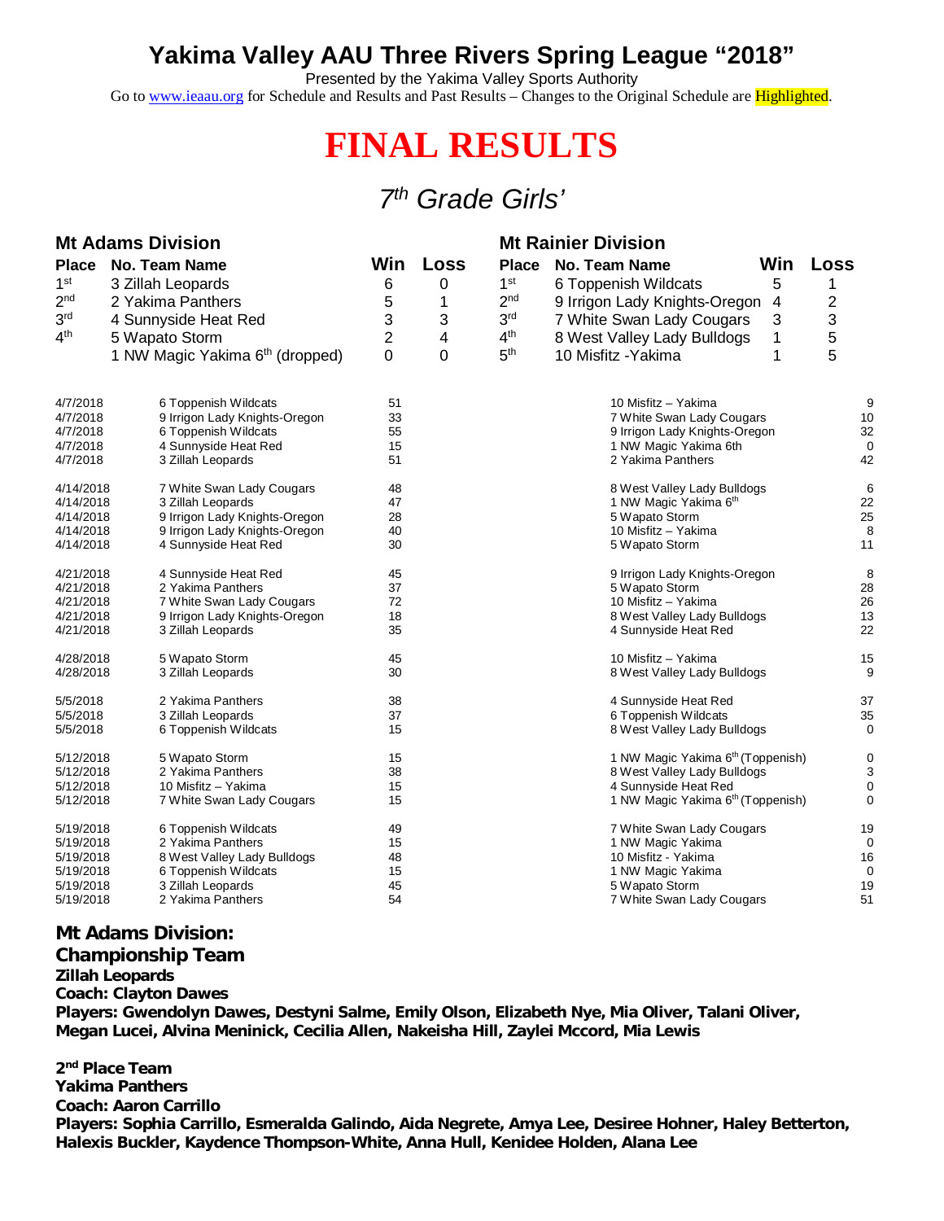# Yakima Valley AAU Three Rivers Spring League "2018"

Presented by the Yakima Valley Sports Authority

Go to www.ieaau.org for Schedule and Results and Past Results – Changes to the Original Schedule are Highlighted.

# FINAL RESULTS

## *7th Grade Girls'*

### Mt Adams Division

| Place | No. Team Name | Win | Loss |
|---|---|---|---|
| 1st | 3 Zillah Leopards | 6 | 0 |
| 2nd | 2 Yakima Panthers | 5 | 1 |
| 3rd | 4 Sunnyside Heat Red | 3 | 3 |
| 4th | 5 Wapato Storm | 2 | 4 |
| | 1 NW Magic Yakima 6th (dropped) | 0 | 0 |

### Mt Rainier Division

| Place | No. Team Name | Win | Loss |
|---|---|---|---|
| 1st | 6 Toppenish Wildcats | 5 | 1 |
| 2nd | 9 Irrigon Lady Knights-Oregon | 4 | 2 |
| 3rd | 7 White Swan Lady Cougars | 3 | 3 |
| 4th | 8 West Valley Lady Bulldogs | 1 | 5 |
| 5th | 10 Misfitz -Yakima | 1 | 5 |

| Date | Team | Score | Team | Score |
|---|---|---|---|---|
| 4/7/2018 | 6 Toppenish Wildcats | 51 | 10 Misfitz – Yakima | 9 |
| 4/7/2018 | 9 Irrigon Lady Knights-Oregon | 33 | 7 White Swan Lady Cougars | 10 |
| 4/7/2018 | 6 Toppenish Wildcats | 55 | 9 Irrigon Lady Knights-Oregon | 32 |
| 4/7/2018 | 4 Sunnyside Heat Red | 15 | 1 NW Magic Yakima 6th | 0 |
| 4/7/2018 | 3 Zillah Leopards | 51 | 2 Yakima Panthers | 42 |
| 4/14/2018 | 7 White Swan Lady Cougars | 48 | 8 West Valley Lady Bulldogs | 6 |
| 4/14/2018 | 3 Zillah Leopards | 47 | 1 NW Magic Yakima 6th | 22 |
| 4/14/2018 | 9 Irrigon Lady Knights-Oregon | 28 | 5 Wapato Storm | 25 |
| 4/14/2018 | 9 Irrigon Lady Knights-Oregon | 40 | 10 Misfitz – Yakima | 8 |
| 4/14/2018 | 4 Sunnyside Heat Red | 30 | 5 Wapato Storm | 11 |
| 4/21/2018 | 4 Sunnyside Heat Red | 45 | 9 Irrigon Lady Knights-Oregon | 8 |
| 4/21/2018 | 2 Yakima Panthers | 37 | 5 Wapato Storm | 28 |
| 4/21/2018 | 7 White Swan Lady Cougars | 72 | 10 Misfitz – Yakima | 26 |
| 4/21/2018 | 9 Irrigon Lady Knights-Oregon | 18 | 8 West Valley Lady Bulldogs | 13 |
| 4/21/2018 | 3 Zillah Leopards | 35 | 4 Sunnyside Heat Red | 22 |
| 4/28/2018 | 5 Wapato Storm | 45 | 10 Misfitz – Yakima | 15 |
| 4/28/2018 | 3 Zillah Leopards | 30 | 8 West Valley Lady Bulldogs | 9 |
| 5/5/2018 | 2 Yakima Panthers | 38 | 4 Sunnyside Heat Red | 37 |
| 5/5/2018 | 3 Zillah Leopards | 37 | 6 Toppenish Wildcats | 35 |
| 5/5/2018 | 6 Toppenish Wildcats | 15 | 8 West Valley Lady Bulldogs | 0 |
| 5/12/2018 | 5 Wapato Storm | 15 | 1 NW Magic Yakima 6th (Toppenish) | 0 |
| 5/12/2018 | 2 Yakima Panthers | 38 | 8 West Valley Lady Bulldogs | 3 |
| 5/12/2018 | 10 Misfitz – Yakima | 15 | 4 Sunnyside Heat Red | 0 |
| 5/12/2018 | 7 White Swan Lady Cougars | 15 | 1 NW Magic Yakima 6th (Toppenish) | 0 |
| 5/19/2018 | 6 Toppenish Wildcats | 49 | 7 White Swan Lady Cougars | 19 |
| 5/19/2018 | 2 Yakima Panthers | 15 | 1 NW Magic Yakima | 0 |
| 5/19/2018 | 8 West Valley Lady Bulldogs | 48 | 10 Misfitz - Yakima | 16 |
| 5/19/2018 | 6 Toppenish Wildcats | 15 | 1 NW Magic Yakima | 0 |
| 5/19/2018 | 3 Zillah Leopards | 45 | 5 Wapato Storm | 19 |
| 5/19/2018 | 2 Yakima Panthers | 54 | 7 White Swan Lady Cougars | 51 |

**Mt Adams Division:**

**Championship Team**

**Zillah Leopards**

**Coach: Clayton Dawes**

**Players: Gwendolyn Dawes, Destyni Salme, Emily Olson, Elizabeth Nye, Mia Oliver, Talani Oliver, Megan Lucei, Alvina Meninick, Cecilia Allen, Nakeisha Hill, Zaylei Mccord, Mia Lewis**

**2nd Place Team**

**Yakima Panthers**

**Coach: Aaron Carrillo**

**Players: Sophia Carrillo, Esmeralda Galindo, Aida Negrete, Amya Lee, Desiree Hohner, Haley Betterton, Halexis Buckler, Kaydence Thompson-White, Anna Hull, Kenidee Holden, Alana Lee**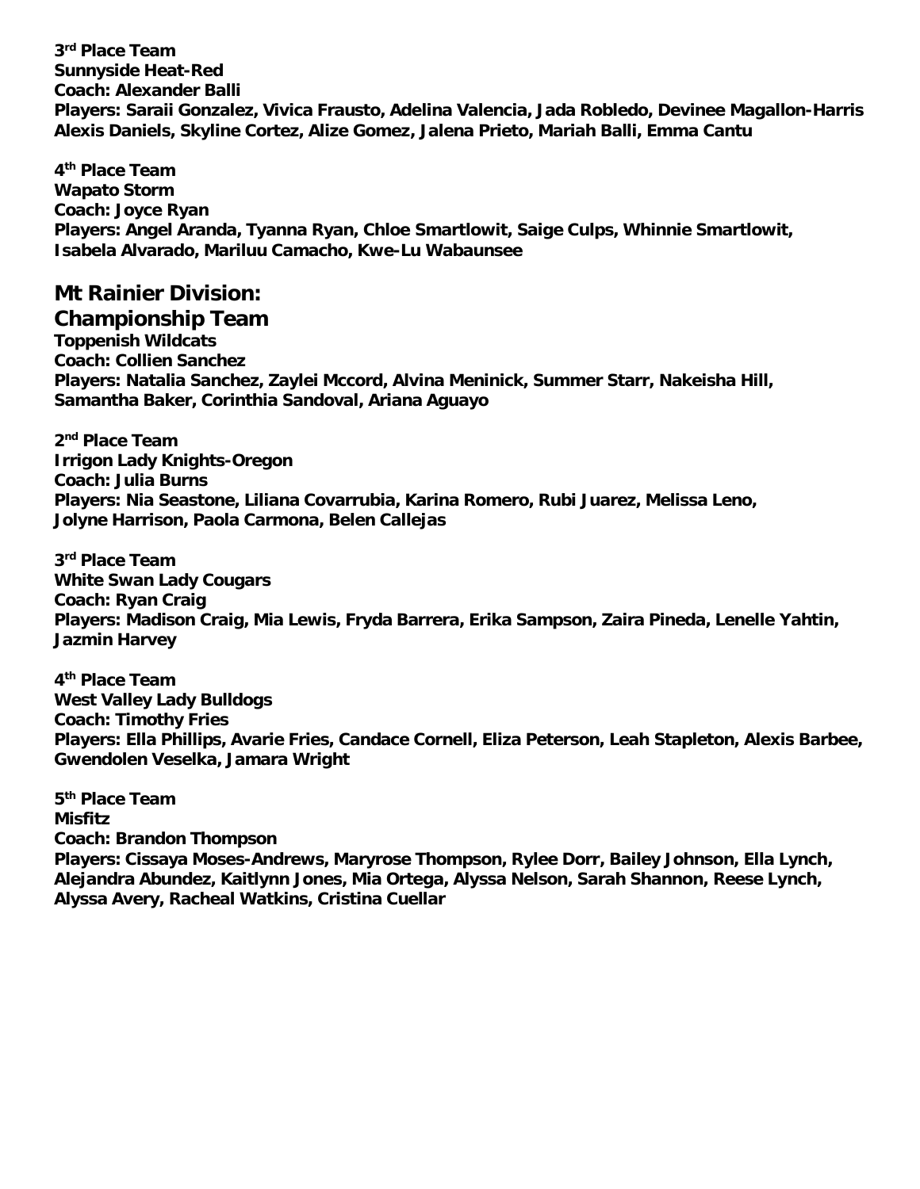**3rd Place Team**
**Sunnyside Heat-Red**
**Coach: Alexander Balli**
**Players: Saraii Gonzalez, Vivica Frausto, Adelina Valencia, Jada Robledo, Devinee Magallon-Harris Alexis Daniels, Skyline Cortez, Alize Gomez, Jalena Prieto, Mariah Balli, Emma Cantu**

**4th Place Team**
**Wapato Storm**
**Coach: Joyce Ryan**
**Players: Angel Aranda, Tyanna Ryan, Chloe Smartlowit, Saige Culps, Whinnie Smartlowit, Isabela Alvarado, Mariluu Camacho, Kwe-Lu Wabaunsee**

## Mt Rainier Division:

## Championship Team

**Toppenish Wildcats**
**Coach: Collien Sanchez**
**Players: Natalia Sanchez, Zaylei Mccord, Alvina Meninick, Summer Starr, Nakeisha Hill, Samantha Baker, Corinthia Sandoval, Ariana Aguayo**

**2nd Place Team**
**Irrigon Lady Knights-Oregon**
**Coach: Julia Burns**
**Players: Nia Seastone, Liliana Covarrubia, Karina Romero, Rubi Juarez, Melissa Leno, Jolyne Harrison, Paola Carmona, Belen Callejas**

**3rd Place Team**
**White Swan Lady Cougars**
**Coach: Ryan Craig**
**Players: Madison Craig, Mia Lewis, Fryda Barrera, Erika Sampson, Zaira Pineda, Lenelle Yahtin, Jazmin Harvey**

**4th Place Team**
**West Valley Lady Bulldogs**
**Coach: Timothy Fries**
**Players: Ella Phillips, Avarie Fries, Candace Cornell, Eliza Peterson, Leah Stapleton, Alexis Barbee, Gwendolen Veselka, Jamara Wright**

**5th Place Team**
**Misfitz**
**Coach: Brandon Thompson**
**Players: Cissaya Moses-Andrews, Maryrose Thompson, Rylee Dorr, Bailey Johnson, Ella Lynch, Alejandra Abundez, Kaitlynn Jones, Mia Ortega, Alyssa Nelson, Sarah Shannon, Reese Lynch, Alyssa Avery, Racheal Watkins, Cristina Cuellar**